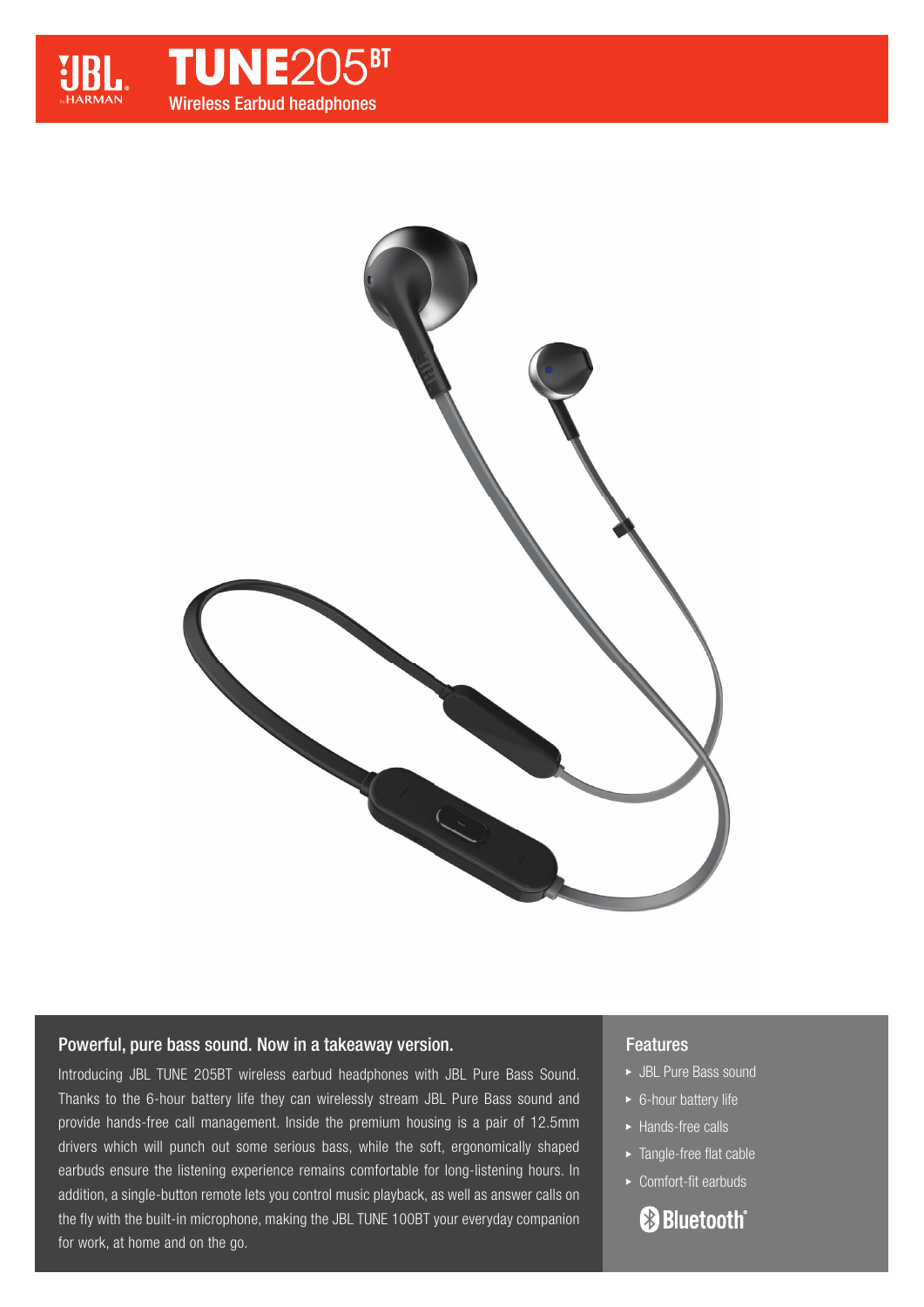# JBL TUNE205BT

Wireless Earbud headphones

## Powerful, pure bass sound. Now in a takeaway version.

Introducing JBL TUNE 205BT wireless earbud headphones with JBL Pure Bass Sound. Thanks to the 6-hour battery life they can wirelessly stream JBL Pure Bass sound and provide hands-free call management. Inside the premium housing is a pair of 12.5mm drivers which will punch out some serious bass, while the soft, ergonomically shaped earbuds ensure the listening experience remains comfortable for long-listening hours. In addition, a single-button remote lets you control music playback, as well as answer calls on the fly with the built-in microphone, making the JBL TUNE 100BT your everyday companion for work, at home and on the go.

## Features

- JBL Pure Bass sound
- 6-hour battery life
- Hands-free calls
- Tangle-free flat cable
- Comfort-fit earbuds

Bluetooth®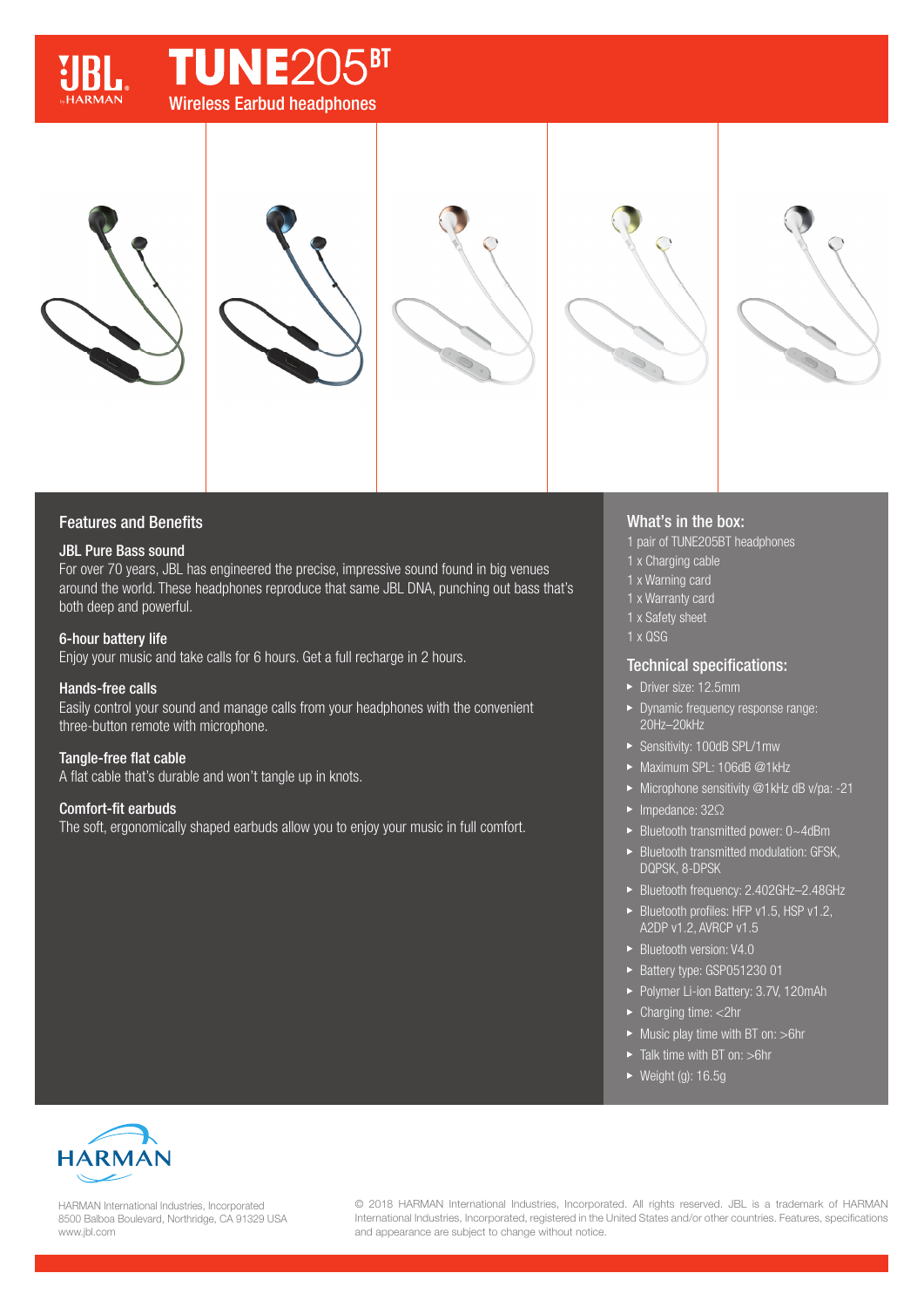# JBL TUNE205BT

Wireless Earbud headphones

## Features and Benefits

### JBL Pure Bass sound

For over 70 years, JBL has engineered the precise, impressive sound found in big venues around the world. These headphones reproduce that same JBL DNA, punching out bass that's both deep and powerful.

### 6-hour battery life

Enjoy your music and take calls for 6 hours. Get a full recharge in 2 hours.

### Hands-free calls

Easily control your sound and manage calls from your headphones with the convenient three-button remote with microphone.

### Tangle-free flat cable

A flat cable that's durable and won't tangle up in knots.

### Comfort-fit earbuds

The soft, ergonomically shaped earbuds allow you to enjoy your music in full comfort.

## What's in the box:

1 pair of TUNE205BT headphones
1 x Charging cable
1 x Warning card
1 x Warranty card
1 x Safety sheet
1 x QSG

## Technical specifications:

- Driver size: 12.5mm
- Dynamic frequency response range: 20Hz–20kHz
- Sensitivity: 100dB SPL/1mw
- Maximum SPL: 106dB @1kHz
- Microphone sensitivity @1kHz dB v/pa: -21
- Impedance: 32Ω
- Bluetooth transmitted power: 0~4dBm
- Bluetooth transmitted modulation: GFSK, DQPSK, 8-DPSK
- Bluetooth frequency: 2.402GHz–2.48GHz
- Bluetooth profiles: HFP v1.5, HSP v1.2, A2DP v1.2, AVRCP v1.5
- Bluetooth version: V4.0
- Battery type: GSP051230 01
- Polymer Li-ion Battery: 3.7V, 120mAh
- Charging time: <2hr
- Music play time with BT on: >6hr
- Talk time with BT on: >6hr
- Weight (g): 16.5g

HARMAN

HARMAN International Industries, Incorporated
8500 Balboa Boulevard, Northridge, CA 91329 USA
www.jbl.com

© 2018 HARMAN International Industries, Incorporated. All rights reserved. JBL is a trademark of HARMAN International Industries, Incorporated, registered in the United States and/or other countries. Features, specifications and appearance are subject to change without notice.